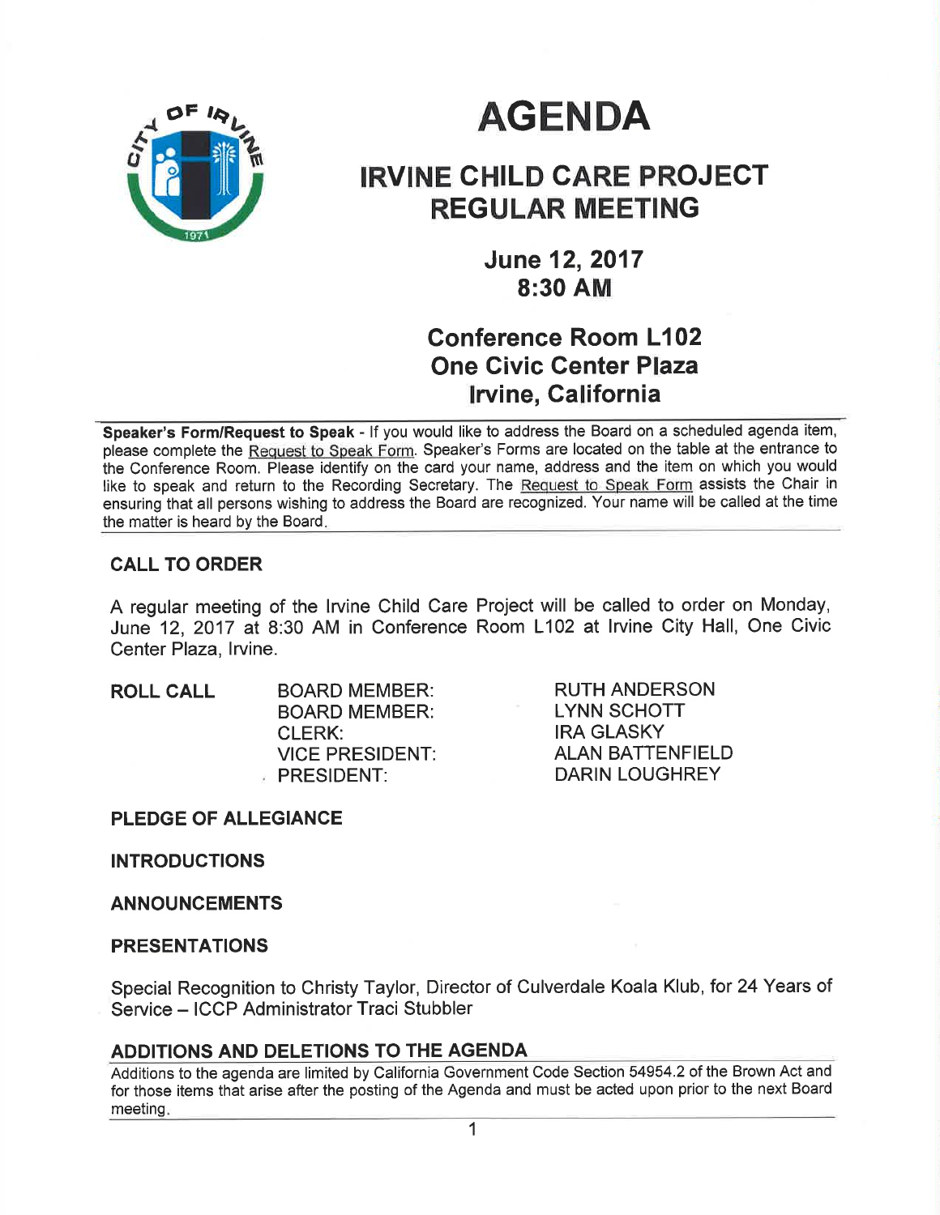# AGENDA

## IRVINE CHILD CARE PROJECT REGULAR MEETING

### June 12, 2017
### 8:30 AM

### Conference Room L102
### One Civic Center Plaza
### Irvine, California

**Speaker's Form/Request to Speak** - If you would like to address the Board on a scheduled agenda item, please complete the Request to Speak Form. Speaker's Forms are located on the table at the entrance to the Conference Room. Please identify on the card your name, address and the item on which you would like to speak and return to the Recording Secretary. The Request to Speak Form assists the Chair in ensuring that all persons wishing to address the Board are recognized. Your name will be called at the time the matter is heard by the Board.

## CALL TO ORDER

A regular meeting of the Irvine Child Care Project will be called to order on Monday, June 12, 2017 at 8:30 AM in Conference Room L102 at Irvine City Hall, One Civic Center Plaza, Irvine.

## ROLL CALL

| | |
|---|---|
| BOARD MEMBER: | RUTH ANDERSON |
| BOARD MEMBER: | LYNN SCHOTT |
| CLERK: | IRA GLASKY |
| VICE PRESIDENT: | ALAN BATTENFIELD |
| PRESIDENT: | DARIN LOUGHREY |

## PLEDGE OF ALLEGIANCE

## INTRODUCTIONS

## ANNOUNCEMENTS

## PRESENTATIONS

Special Recognition to Christy Taylor, Director of Culverdale Koala Klub, for 24 Years of Service – ICCP Administrator Traci Stubbler

## ADDITIONS AND DELETIONS TO THE AGENDA

Additions to the agenda are limited by California Government Code Section 54954.2 of the Brown Act and for those items that arise after the posting of the Agenda and must be acted upon prior to the next Board meeting.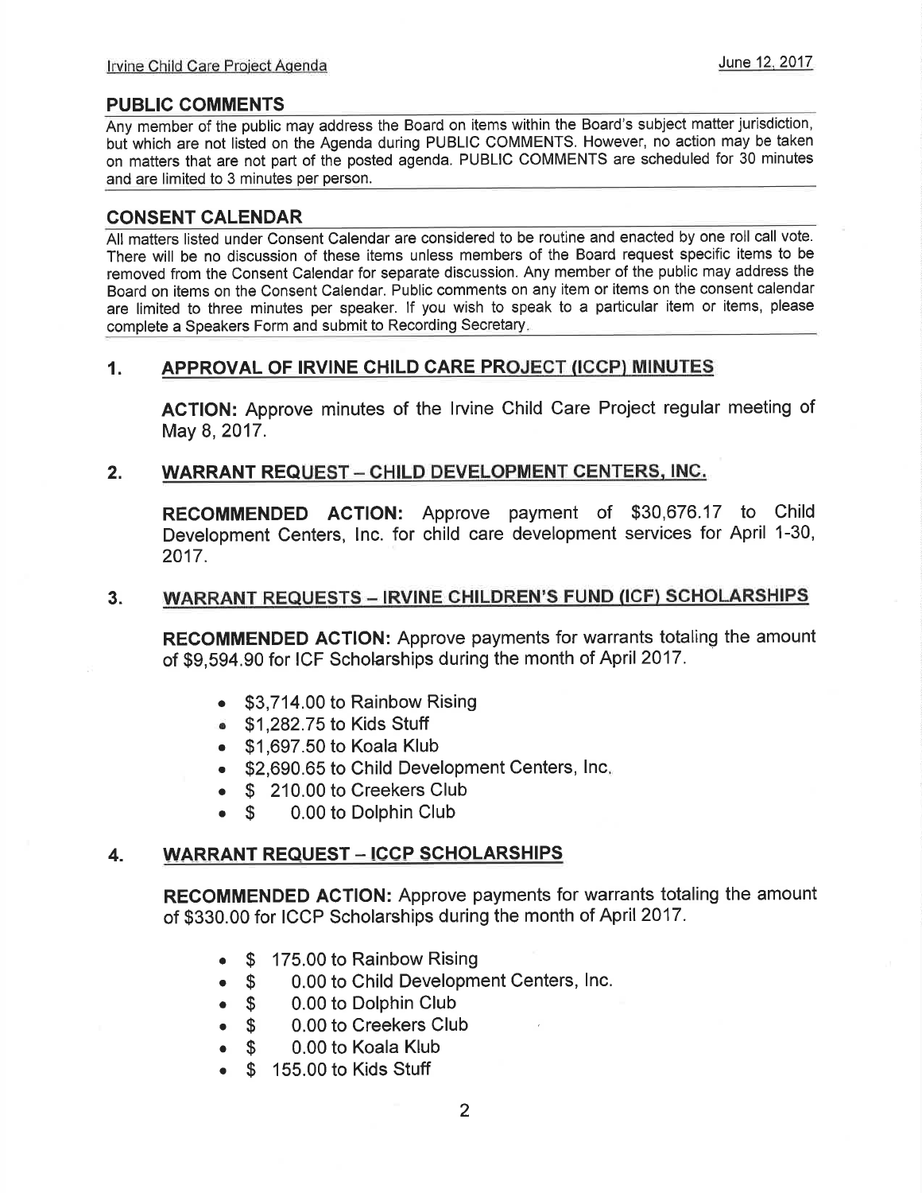## PUBLIC COMMENTS

Any member of the public may address the Board on items within the Board's subject matter jurisdiction, but which are not listed on the Agenda during PUBLIC COMMENTS. However, no action may be taken on matters that are not part of the posted agenda. PUBLIC COMMENTS are scheduled for 30 minutes and are limited to 3 minutes per person.

## CONSENT CALENDAR

All matters listed under Consent Calendar are considered to be routine and enacted by one roll call vote. There will be no discussion of these items unless members of the Board request specific items to be removed from the Consent Calendar for separate discussion. Any member of the public may address the Board on items on the Consent Calendar. Public comments on any item or items on the consent calendar are limited to three minutes per speaker. If you wish to speak to a particular item or items, please complete a Speakers Form and submit to Recording Secretary.

### 1. APPROVAL OF IRVINE CHILD CARE PROJECT (ICCP) MINUTES

**ACTION:** Approve minutes of the Irvine Child Care Project regular meeting of May 8, 2017.

### 2. WARRANT REQUEST – CHILD DEVELOPMENT CENTERS, INC.

**RECOMMENDED ACTION:** Approve payment of $30,676.17 to Child Development Centers, Inc. for child care development services for April 1-30, 2017.

### 3. WARRANT REQUESTS – IRVINE CHILDREN'S FUND (ICF) SCHOLARSHIPS

**RECOMMENDED ACTION:** Approve payments for warrants totaling the amount of $9,594.90 for ICF Scholarships during the month of April 2017.

- $3,714.00 to Rainbow Rising
- $1,282.75 to Kids Stuff
- $1,697.50 to Koala Klub
- $2,690.65 to Child Development Centers, Inc.
- $ 210.00 to Creekers Club
- $ 0.00 to Dolphin Club

### 4. WARRANT REQUEST – ICCP SCHOLARSHIPS

**RECOMMENDED ACTION:** Approve payments for warrants totaling the amount of $330.00 for ICCP Scholarships during the month of April 2017.

- $ 175.00 to Rainbow Rising
- $ 0.00 to Child Development Centers, Inc.
- $ 0.00 to Dolphin Club
- $ 0.00 to Creekers Club
- $ 0.00 to Koala Klub
- $ 155.00 to Kids Stuff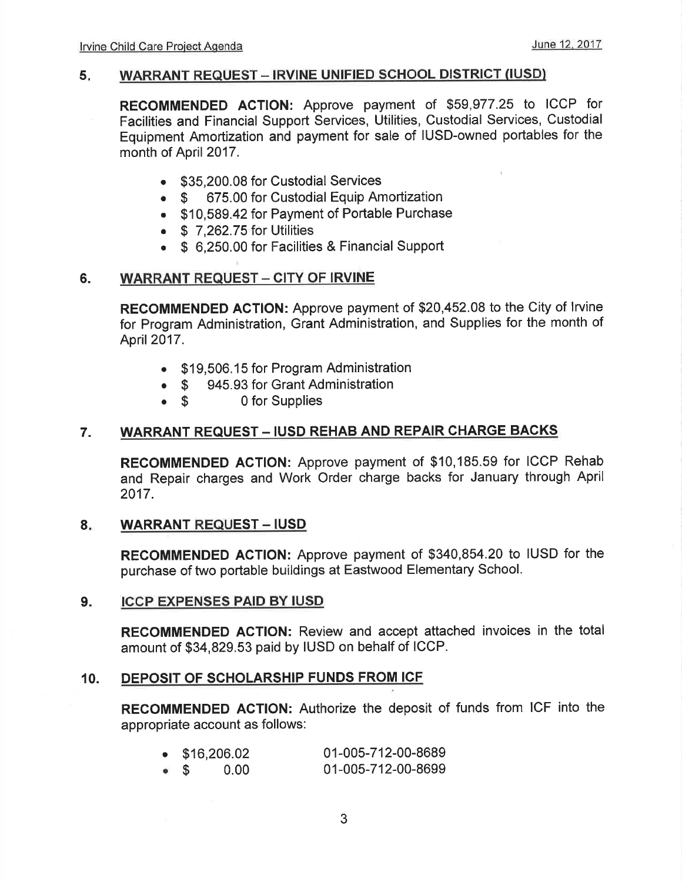## 5. WARRANT REQUEST – IRVINE UNIFIED SCHOOL DISTRICT (IUSD)

**RECOMMENDED ACTION:** Approve payment of $59,977.25 to ICCP for Facilities and Financial Support Services, Utilities, Custodial Services, Custodial Equipment Amortization and payment for sale of IUSD-owned portables for the month of April 2017.

- $35,200.08 for Custodial Services
- $ 675.00 for Custodial Equip Amortization
- $10,589.42 for Payment of Portable Purchase
- $ 7,262.75 for Utilities
- $ 6,250.00 for Facilities & Financial Support

## 6. WARRANT REQUEST – CITY OF IRVINE

**RECOMMENDED ACTION:** Approve payment of $20,452.08 to the City of Irvine for Program Administration, Grant Administration, and Supplies for the month of April 2017.

- $19,506.15 for Program Administration
- $ 945.93 for Grant Administration
- $ 0 for Supplies

## 7. WARRANT REQUEST – IUSD REHAB AND REPAIR CHARGE BACKS

**RECOMMENDED ACTION:** Approve payment of $10,185.59 for ICCP Rehab and Repair charges and Work Order charge backs for January through April 2017.

## 8. WARRANT REQUEST – IUSD

**RECOMMENDED ACTION:** Approve payment of $340,854.20 to IUSD for the purchase of two portable buildings at Eastwood Elementary School.

## 9. ICCP EXPENSES PAID BY IUSD

**RECOMMENDED ACTION:** Review and accept attached invoices in the total amount of $34,829.53 paid by IUSD on behalf of ICCP.

## 10. DEPOSIT OF SCHOLARSHIP FUNDS FROM ICF

**RECOMMENDED ACTION:** Authorize the deposit of funds from ICF into the appropriate account as follows:

- $16,206.02 — 01-005-712-00-8689
- $ 0.00 — 01-005-712-00-8699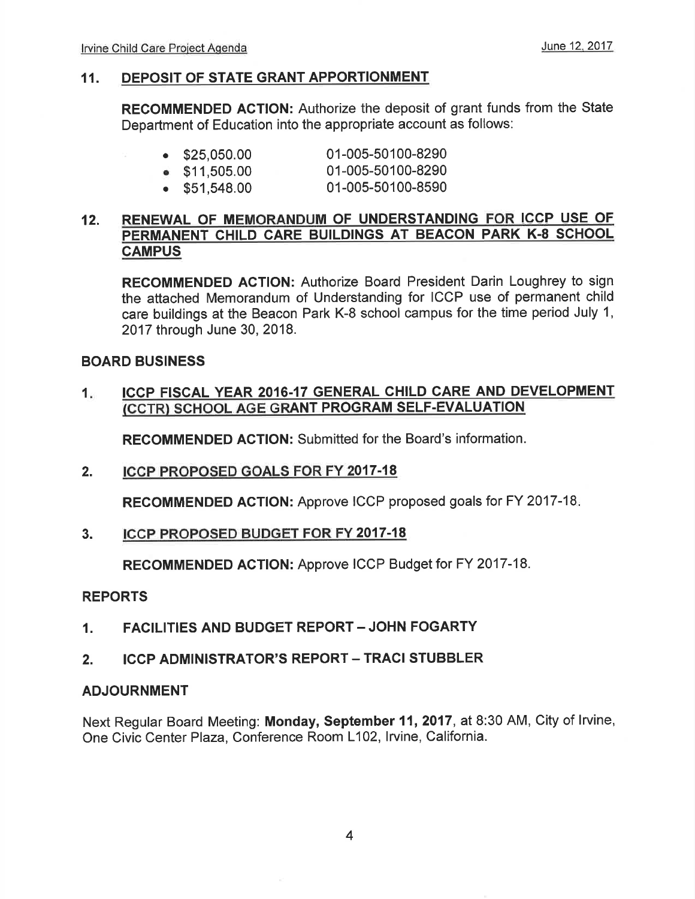### 11. DEPOSIT OF STATE GRANT APPORTIONMENT

**RECOMMENDED ACTION:** Authorize the deposit of grant funds from the State Department of Education into the appropriate account as follows:

- $25,050.00 01-005-50100-8290
- $11,505.00 01-005-50100-8290
- $51,548.00 01-005-50100-8590

### 12. RENEWAL OF MEMORANDUM OF UNDERSTANDING FOR ICCP USE OF PERMANENT CHILD CARE BUILDINGS AT BEACON PARK K-8 SCHOOL CAMPUS

**RECOMMENDED ACTION:** Authorize Board President Darin Loughrey to sign the attached Memorandum of Understanding for ICCP use of permanent child care buildings at the Beacon Park K-8 school campus for the time period July 1, 2017 through June 30, 2018.

## BOARD BUSINESS

### 1. ICCP FISCAL YEAR 2016-17 GENERAL CHILD CARE AND DEVELOPMENT (CCTR) SCHOOL AGE GRANT PROGRAM SELF-EVALUATION

**RECOMMENDED ACTION:** Submitted for the Board's information.

### 2. ICCP PROPOSED GOALS FOR FY 2017-18

**RECOMMENDED ACTION:** Approve ICCP proposed goals for FY 2017-18.

### 3. ICCP PROPOSED BUDGET FOR FY 2017-18

**RECOMMENDED ACTION:** Approve ICCP Budget for FY 2017-18.

## REPORTS

### 1. FACILITIES AND BUDGET REPORT – JOHN FOGARTY

### 2. ICCP ADMINISTRATOR'S REPORT – TRACI STUBBLER

## ADJOURNMENT

Next Regular Board Meeting: **Monday, September 11, 2017**, at 8:30 AM, City of Irvine, One Civic Center Plaza, Conference Room L102, Irvine, California.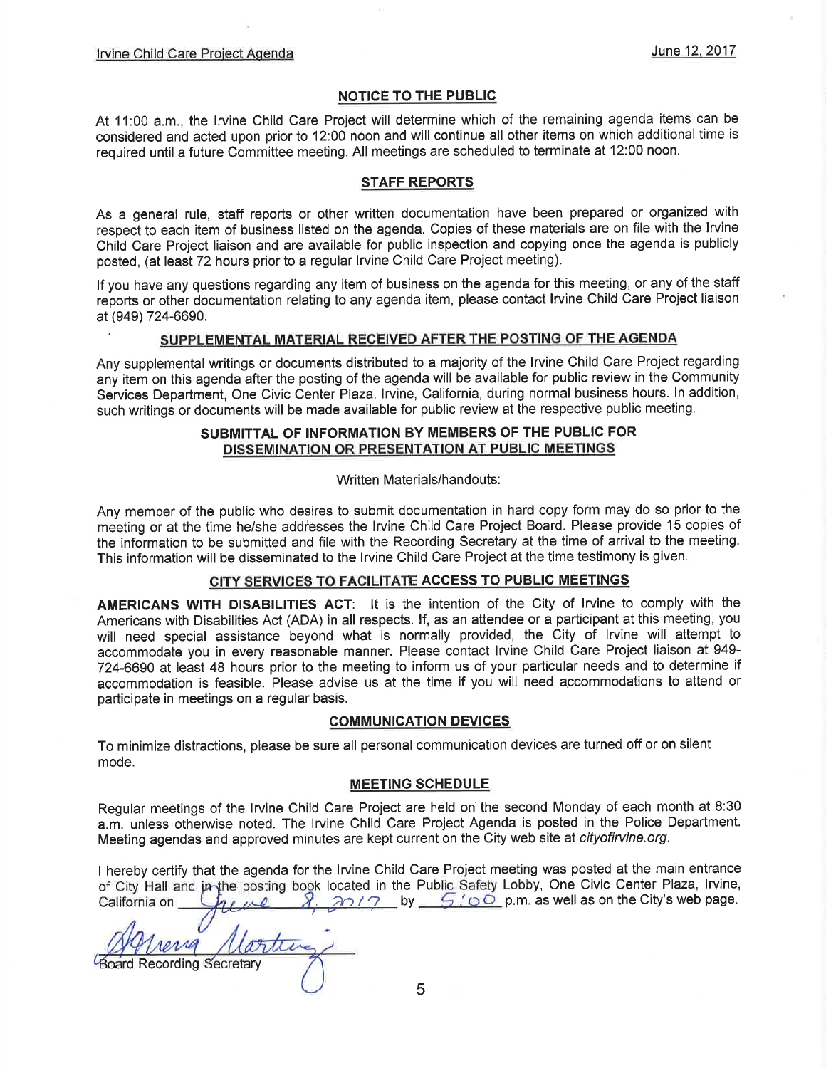## NOTICE TO THE PUBLIC

At 11:00 a.m., the Irvine Child Care Project will determine which of the remaining agenda items can be considered and acted upon prior to 12:00 noon and will continue all other items on which additional time is required until a future Committee meeting. All meetings are scheduled to terminate at 12:00 noon.

## STAFF REPORTS

As a general rule, staff reports or other written documentation have been prepared or organized with respect to each item of business listed on the agenda. Copies of these materials are on file with the Irvine Child Care Project liaison and are available for public inspection and copying once the agenda is publicly posted, (at least 72 hours prior to a regular Irvine Child Care Project meeting).

If you have any questions regarding any item of business on the agenda for this meeting, or any of the staff reports or other documentation relating to any agenda item, please contact Irvine Child Care Project liaison at (949) 724-6690.

## SUPPLEMENTAL MATERIAL RECEIVED AFTER THE POSTING OF THE AGENDA

Any supplemental writings or documents distributed to a majority of the Irvine Child Care Project regarding any item on this agenda after the posting of the agenda will be available for public review in the Community Services Department, One Civic Center Plaza, Irvine, California, during normal business hours. In addition, such writings or documents will be made available for public review at the respective public meeting.

## SUBMITTAL OF INFORMATION BY MEMBERS OF THE PUBLIC FOR DISSEMINATION OR PRESENTATION AT PUBLIC MEETINGS

Written Materials/handouts:

Any member of the public who desires to submit documentation in hard copy form may do so prior to the meeting or at the time he/she addresses the Irvine Child Care Project Board. Please provide 15 copies of the information to be submitted and file with the Recording Secretary at the time of arrival to the meeting. This information will be disseminated to the Irvine Child Care Project at the time testimony is given.

## CITY SERVICES TO FACILITATE ACCESS TO PUBLIC MEETINGS

**AMERICANS WITH DISABILITIES ACT**: It is the intention of the City of Irvine to comply with the Americans with Disabilities Act (ADA) in all respects. If, as an attendee or a participant at this meeting, you will need special assistance beyond what is normally provided, the City of Irvine will attempt to accommodate you in every reasonable manner. Please contact Irvine Child Care Project liaison at 949-724-6690 at least 48 hours prior to the meeting to inform us of your particular needs and to determine if accommodation is feasible. Please advise us at the time if you will need accommodations to attend or participate in meetings on a regular basis.

## COMMUNICATION DEVICES

To minimize distractions, please be sure all personal communication devices are turned off or on silent mode.

## MEETING SCHEDULE

Regular meetings of the Irvine Child Care Project are held on the second Monday of each month at 8:30 a.m. unless otherwise noted. The Irvine Child Care Project Agenda is posted in the Police Department. Meeting agendas and approved minutes are kept current on the City web site at *cityofirvine.org*.

I hereby certify that the agenda for the Irvine Child Care Project meeting was posted at the main entrance of City Hall and in the posting book located in the Public Safety Lobby, One Civic Center Plaza, Irvine, California on June 8, 2017 by 5:00 p.m. as well as on the City's web page.

Board Recording Secretary